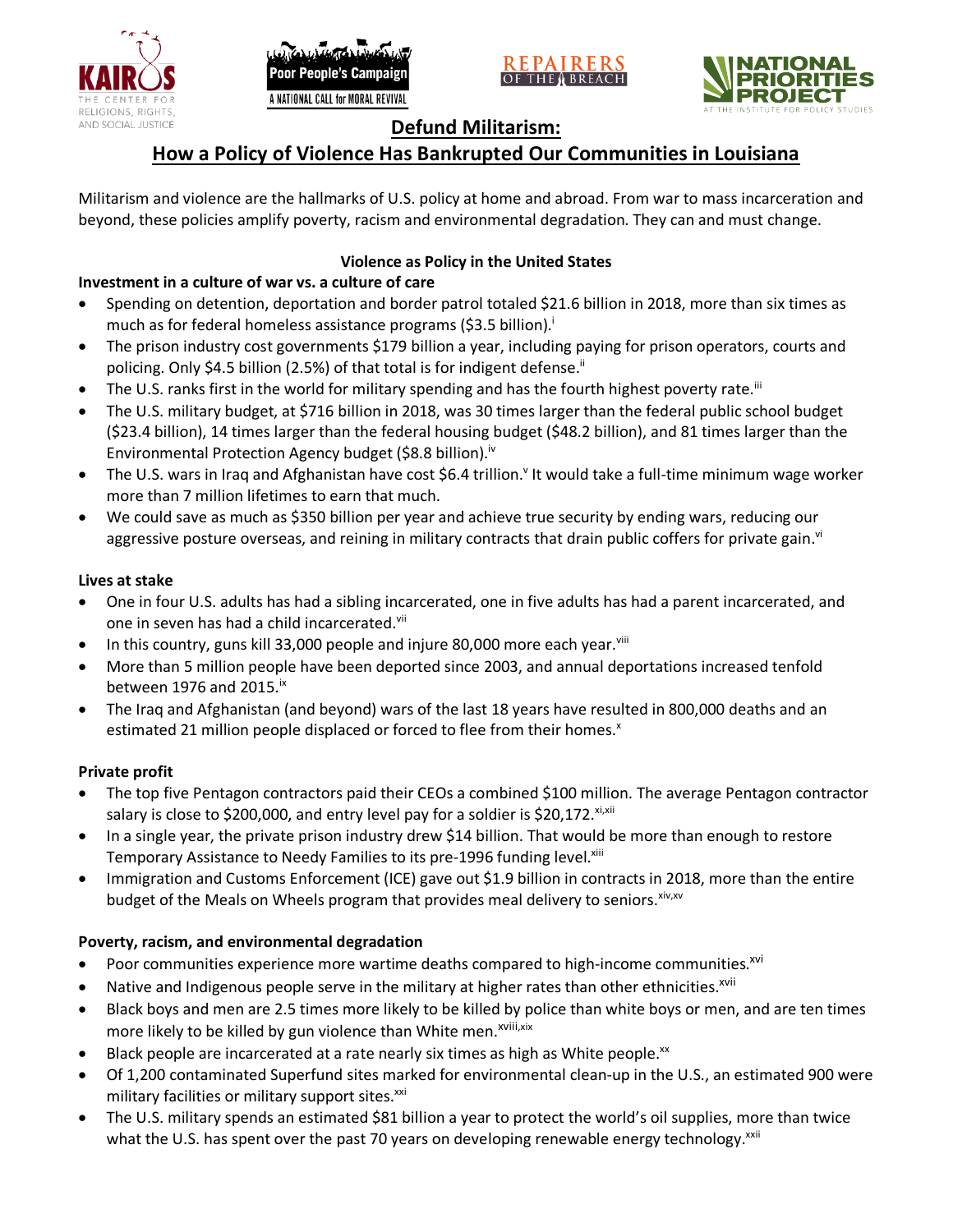# Defund Militarism:

## How a Policy of Violence Has Bankrupted Our Communities in Louisiana

Militarism and violence are the hallmarks of U.S. policy at home and abroad. From war to mass incarceration and beyond, these policies amplify poverty, racism and environmental degradation. They can and must change.

### Violence as Policy in the United States

**Investment in a culture of war vs. a culture of care**

- Spending on detention, deportation and border patrol totaled $21.6 billion in 2018, more than six times as much as for federal homeless assistance programs ($3.5 billion).[i]
- The prison industry cost governments $179 billion a year, including paying for prison operators, courts and policing. Only $4.5 billion (2.5%) of that total is for indigent defense.[ii]
- The U.S. ranks first in the world for military spending and has the fourth highest poverty rate.[iii]
- The U.S. military budget, at $716 billion in 2018, was 30 times larger than the federal public school budget ($23.4 billion), 14 times larger than the federal housing budget ($48.2 billion), and 81 times larger than the Environmental Protection Agency budget ($8.8 billion).[iv]
- The U.S. wars in Iraq and Afghanistan have cost $6.4 trillion.[v] It would take a full-time minimum wage worker more than 7 million lifetimes to earn that much.
- We could save as much as $350 billion per year and achieve true security by ending wars, reducing our aggressive posture overseas, and reining in military contracts that drain public coffers for private gain.[vi]

**Lives at stake**

- One in four U.S. adults has had a sibling incarcerated, one in five adults has had a parent incarcerated, and one in seven has had a child incarcerated.[vii]
- In this country, guns kill 33,000 people and injure 80,000 more each year.[viii]
- More than 5 million people have been deported since 2003, and annual deportations increased tenfold between 1976 and 2015.[ix]
- The Iraq and Afghanistan (and beyond) wars of the last 18 years have resulted in 800,000 deaths and an estimated 21 million people displaced or forced to flee from their homes.[x]

**Private profit**

- The top five Pentagon contractors paid their CEOs a combined $100 million. The average Pentagon contractor salary is close to $200,000, and entry level pay for a soldier is $20,172.[xi,xii]
- In a single year, the private prison industry drew $14 billion. That would be more than enough to restore Temporary Assistance to Needy Families to its pre-1996 funding level.[xiii]
- Immigration and Customs Enforcement (ICE) gave out $1.9 billion in contracts in 2018, more than the entire budget of the Meals on Wheels program that provides meal delivery to seniors.[xiv,xv]

**Poverty, racism, and environmental degradation**

- Poor communities experience more wartime deaths compared to high-income communities.[xvi]
- Native and Indigenous people serve in the military at higher rates than other ethnicities.[xvii]
- Black boys and men are 2.5 times more likely to be killed by police than white boys or men, and are ten times more likely to be killed by gun violence than White men.[xviii,xix]
- Black people are incarcerated at a rate nearly six times as high as White people.[xx]
- Of 1,200 contaminated Superfund sites marked for environmental clean-up in the U.S., an estimated 900 were military facilities or military support sites.[xxi]
- The U.S. military spends an estimated $81 billion a year to protect the world's oil supplies, more than twice what the U.S. has spent over the past 70 years on developing renewable energy technology.[xxii]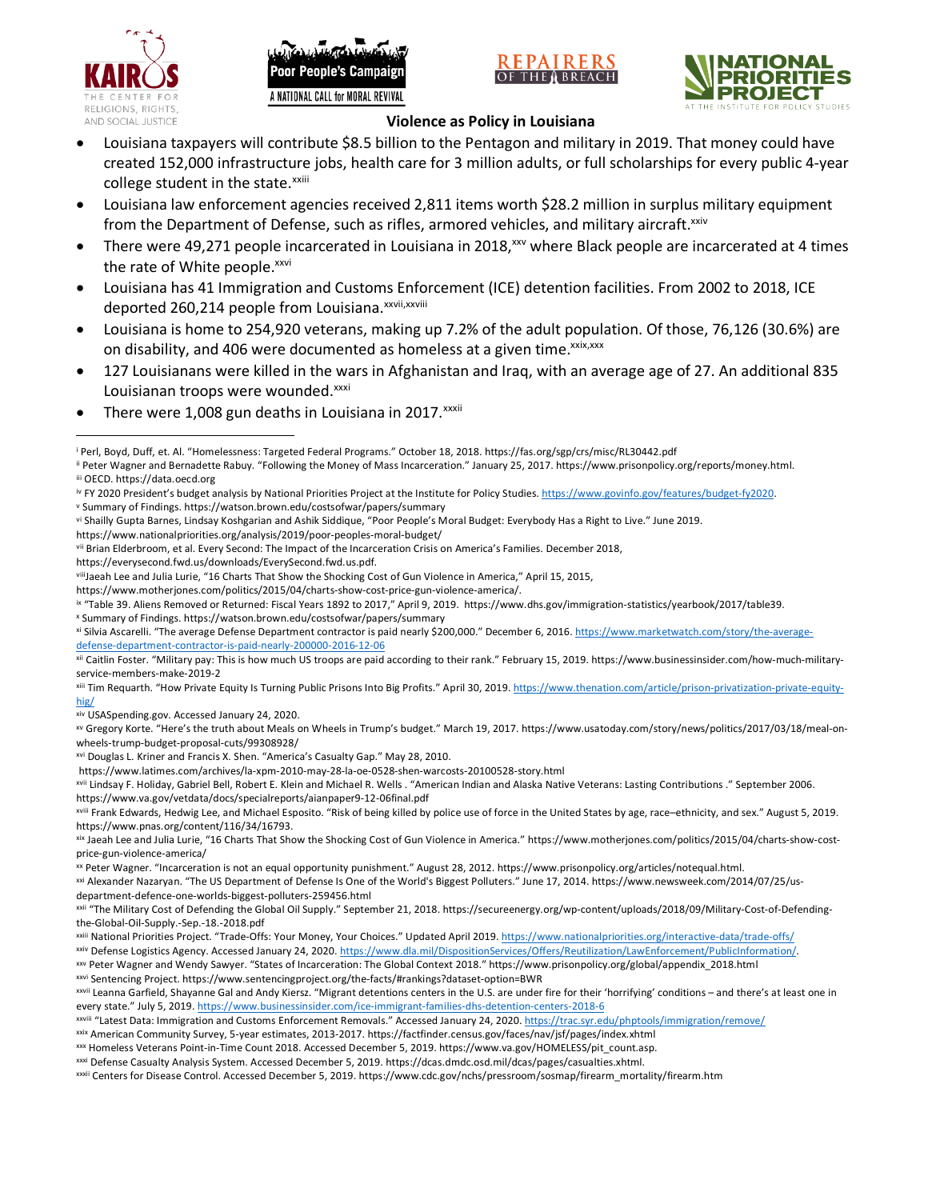**Violence as Policy in Louisiana**

- Louisiana taxpayers will contribute $8.5 billion to the Pentagon and military in 2019. That money could have created 152,000 infrastructure jobs, health care for 3 million adults, or full scholarships for every public 4-year college student in the state.[xxiii]
- Louisiana law enforcement agencies received 2,811 items worth $28.2 million in surplus military equipment from the Department of Defense, such as rifles, armored vehicles, and military aircraft.[xxiv]
- There were 49,271 people incarcerated in Louisiana in 2018,[xxv] where Black people are incarcerated at 4 times the rate of White people.[xxvi]
- Louisiana has 41 Immigration and Customs Enforcement (ICE) detention facilities. From 2002 to 2018, ICE deported 260,214 people from Louisiana.[xxvii,xxviii]
- Louisiana is home to 254,920 veterans, making up 7.2% of the adult population. Of those, 76,126 (30.6%) are on disability, and 406 were documented as homeless at a given time.[xxix,xxx]
- 127 Louisianans were killed in the wars in Afghanistan and Iraq, with an average age of 27. An additional 835 Louisianan troops were wounded.[xxxi]
- There were 1,008 gun deaths in Louisiana in 2017.[xxxii]

---

[i] Perl, Boyd, Duff, et. Al. "Homelessness: Targeted Federal Programs." October 18, 2018. https://fas.org/sgp/crs/misc/RL30442.pdf

[ii] Peter Wagner and Bernadette Rabuy. "Following the Money of Mass Incarceration." January 25, 2017. https://www.prisonpolicy.org/reports/money.html.

[iii] OECD. https://data.oecd.org

[iv] FY 2020 President's budget analysis by National Priorities Project at the Institute for Policy Studies. https://www.govinfo.gov/features/budget-fy2020.

[v] Summary of Findings. https://watson.brown.edu/costsofwar/papers/summary

[vi] Shailly Gupta Barnes, Lindsay Koshgarian and Ashik Siddique, "Poor People's Moral Budget: Everybody Has a Right to Live." June 2019. https://www.nationalpriorities.org/analysis/2019/poor-peoples-moral-budget/

[vii] Brian Elderbroom, et al. Every Second: The Impact of the Incarceration Crisis on America's Families. December 2018, https://everysecond.fwd.us/downloads/EverySecond.fwd.us.pdf.

[viii] Jaeah Lee and Julia Lurie, "16 Charts That Show the Shocking Cost of Gun Violence in America," April 15, 2015, https://www.motherjones.com/politics/2015/04/charts-show-cost-price-gun-violence-america/.

[ix] "Table 39. Aliens Removed or Returned: Fiscal Years 1892 to 2017," April 9, 2019. https://www.dhs.gov/immigration-statistics/yearbook/2017/table39.

[x] Summary of Findings. https://watson.brown.edu/costsofwar/papers/summary

[xi] Silvia Ascarelli. "The average Defense Department contractor is paid nearly $200,000." December 6, 2016. https://www.marketwatch.com/story/the-average-defense-department-contractor-is-paid-nearly-200000-2016-12-06

[xii] Caitlin Foster. "Military pay: This is how much US troops are paid according to their rank." February 15, 2019. https://www.businessinsider.com/how-much-military-service-members-make-2019-2

[xiii] Tim Requarth. "How Private Equity Is Turning Public Prisons Into Big Profits." April 30, 2019. https://www.thenation.com/article/prison-privatization-private-equity-hig/

[xiv] USASpending.gov. Accessed January 24, 2020.

[xv] Gregory Korte. "Here's the truth about Meals on Wheels in Trump's budget." March 19, 2017. https://www.usatoday.com/story/news/politics/2017/03/18/meal-on-wheels-trump-budget-proposal-cuts/99308928/

[xvi] Douglas L. Kriner and Francis X. Shen. "America's Casualty Gap." May 28, 2010. https://www.latimes.com/archives/la-xpm-2010-may-28-la-oe-0528-shen-warcosts-20100528-story.html

[xvii] Lindsay F. Holiday, Gabriel Bell, Robert E. Klein and Michael R. Wells . "American Indian and Alaska Native Veterans: Lasting Contributions ." September 2006. https://www.va.gov/vetdata/docs/specialreports/aianpaper9-12-06final.pdf

[xviii] Frank Edwards, Hedwig Lee, and Michael Esposito. "Risk of being killed by police use of force in the United States by age, race–ethnicity, and sex." August 5, 2019. https://www.pnas.org/content/116/34/16793.

[xix] Jaeah Lee and Julia Lurie, "16 Charts That Show the Shocking Cost of Gun Violence in America." https://www.motherjones.com/politics/2015/04/charts-show-cost-price-gun-violence-america/

[xx] Peter Wagner. "Incarceration is not an equal opportunity punishment." August 28, 2012. https://www.prisonpolicy.org/articles/notequal.html.

[xxi] Alexander Nazaryan. "The US Department of Defense Is One of the World's Biggest Polluters." June 17, 2014. https://www.newsweek.com/2014/07/25/us-department-defence-one-worlds-biggest-polluters-259456.html

[xxii] "The Military Cost of Defending the Global Oil Supply." September 21, 2018. https://secureenergy.org/wp-content/uploads/2018/09/Military-Cost-of-Defending-the-Global-Oil-Supply.-Sep.-18.-2018.pdf

[xxiii] National Priorities Project. "Trade-Offs: Your Money, Your Choices." Updated April 2019. https://www.nationalpriorities.org/interactive-data/trade-offs/

[xxiv] Defense Logistics Agency. Accessed January 24, 2020. https://www.dla.mil/DispositionServices/Offers/Reutilization/LawEnforcement/PublicInformation/.

[xxv] Peter Wagner and Wendy Sawyer. "States of Incarceration: The Global Context 2018." https://www.prisonpolicy.org/global/appendix_2018.html

[xxvi] Sentencing Project. https://www.sentencingproject.org/the-facts/#rankings?dataset-option=BWR

[xxvii] Leanna Garfield, Shayanne Gal and Andy Kiersz. "Migrant detentions centers in the U.S. are under fire for their 'horrifying' conditions – and there's at least one in every state." July 5, 2019. https://www.businessinsider.com/ice-immigrant-families-dhs-detention-centers-2018-6

[xxviii] "Latest Data: Immigration and Customs Enforcement Removals." Accessed January 24, 2020. https://trac.syr.edu/phptools/immigration/remove/

[xxix] American Community Survey, 5-year estimates, 2013-2017. https://factfinder.census.gov/faces/nav/jsf/pages/index.xhtml

[xxx] Homeless Veterans Point-in-Time Count 2018. Accessed December 5, 2019. https://www.va.gov/HOMELESS/pit_count.asp.

[xxxi] Defense Casualty Analysis System. Accessed December 5, 2019. https://dcas.dmdc.osd.mil/dcas/pages/casualties.xhtml.

[xxxii] Centers for Disease Control. Accessed December 5, 2019. https://www.cdc.gov/nchs/pressroom/sosmap/firearm_mortality/firearm.htm